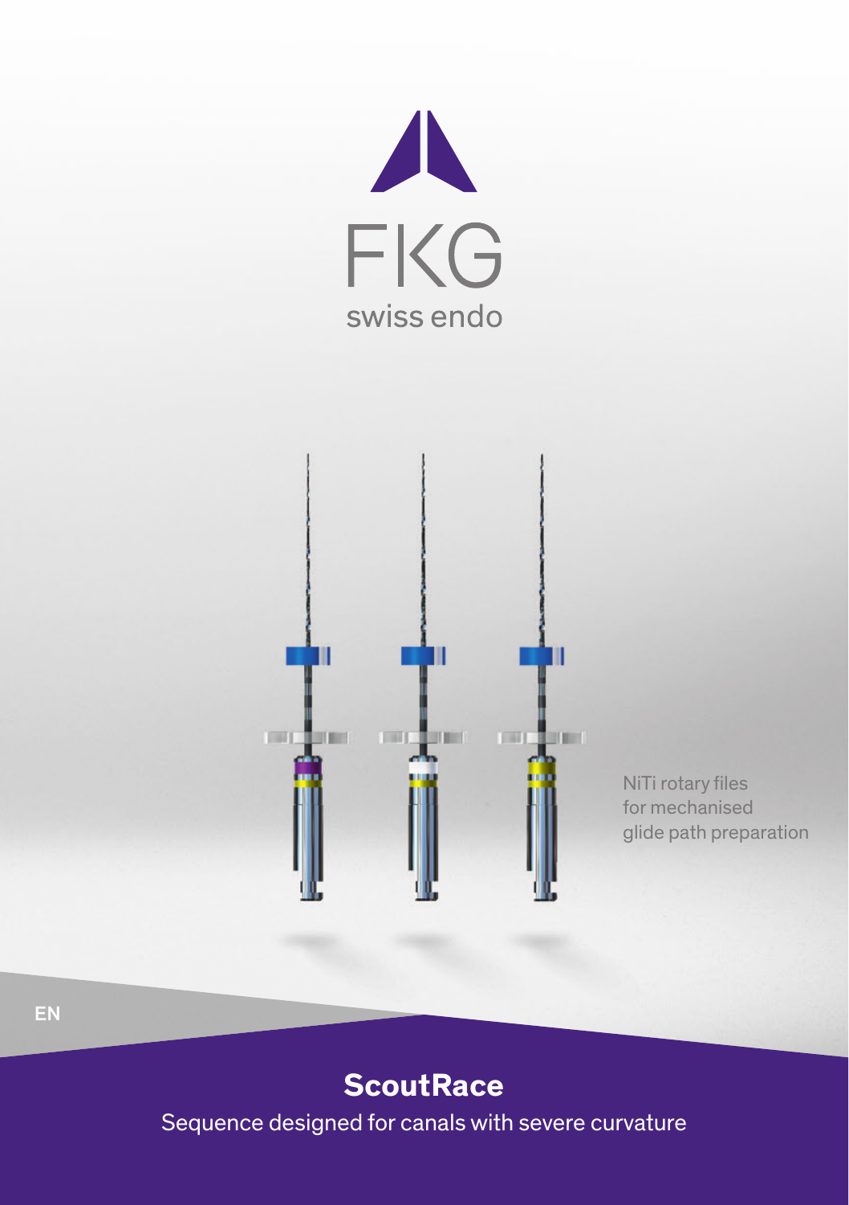FKG

swiss endo

NiTi rotary files for mechanised glide path preparation

EN

# ScoutRace

Sequence designed for canals with severe curvature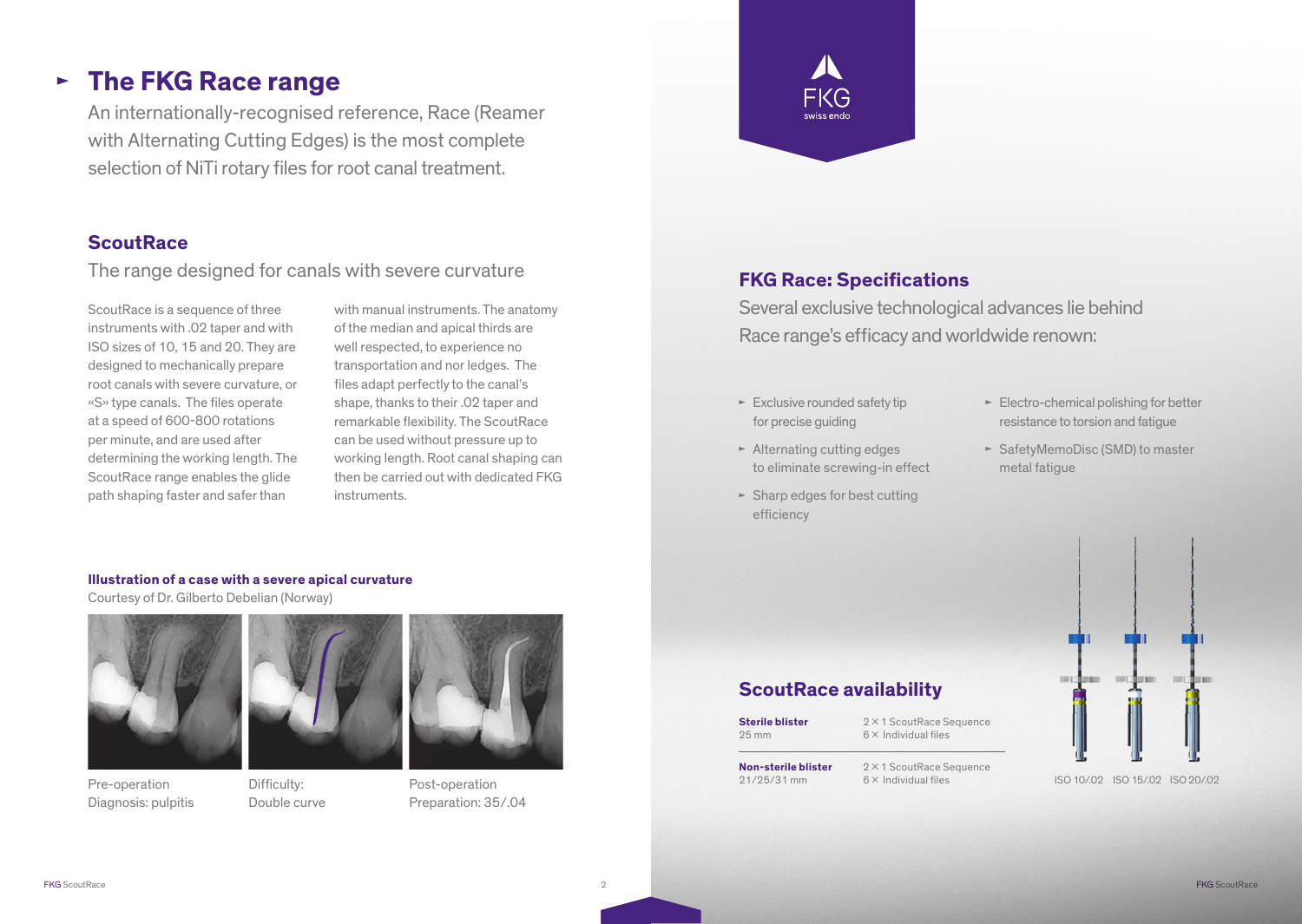# The FKG Race range

An internationally-recognised reference, Race (Reamer with Alternating Cutting Edges) is the most complete selection of NiTi rotary files for root canal treatment.

## ScoutRace

The range designed for canals with severe curvature

ScoutRace is a sequence of three instruments with .02 taper and with ISO sizes of 10, 15 and 20. They are designed to mechanically prepare root canals with severe curvature, or «S» type canals. The files operate at a speed of 600-800 rotations per minute, and are used after determining the working length. The ScoutRace range enables the glide path shaping faster and safer than with manual instruments. The anatomy of the median and apical thirds are well respected, to experience no transportation and nor ledges. The files adapt perfectly to the canal's shape, thanks to their .02 taper and remarkable flexibility. The ScoutRace can be used without pressure up to working length. Root canal shaping can then be carried out with dedicated FKG instruments.

**Illustration of a case with a severe apical curvature**

Courtesy of Dr. Gilberto Debelian (Norway)

Pre-operation
Diagnosis: pulpitis

Difficulty:
Double curve

Post-operation
Preparation: 35/.04

FKG
swiss endo

## FKG Race: Specifications

Several exclusive technological advances lie behind Race range's efficacy and worldwide renown:

- Exclusive rounded safety tip for precise guiding
- Alternating cutting edges to eliminate screwing-in effect
- Sharp edges for best cutting efficiency
- Electro-chemical polishing for better resistance to torsion and fatigue
- SafetyMemoDisc (SMD) to master metal fatigue

## ScoutRace availability

| | |
|---|---|
| **Sterile blister**<br>25 mm | 2 × 1 ScoutRace Sequence<br>6 × Individual files |
| **Non-sterile blister**<br>21/25/31 mm | 2 × 1 ScoutRace Sequence<br>6 × Individual files |

ISO 10/.02 ISO 15/.02 ISO 20/.02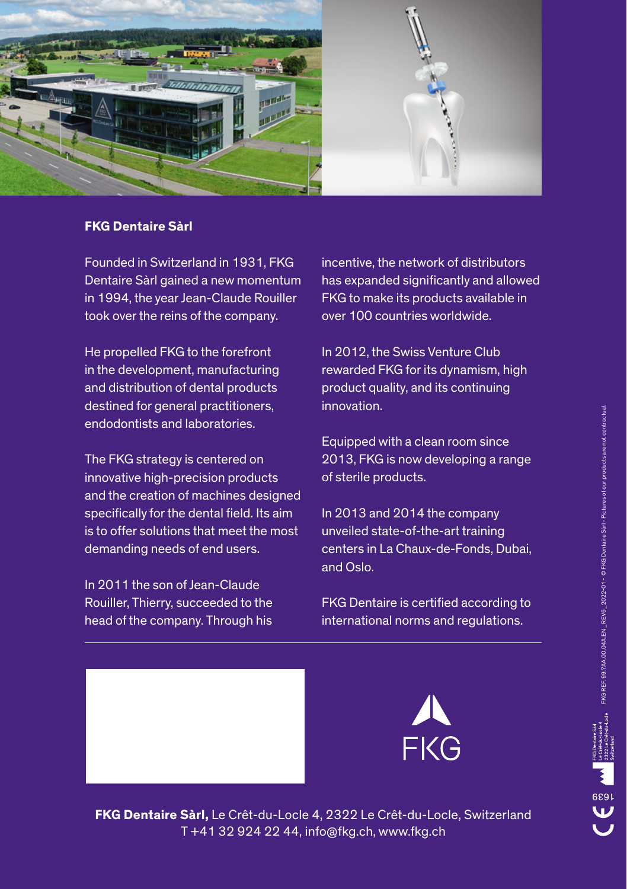**FKG Dentaire Sàrl**

Founded in Switzerland in 1931, FKG Dentaire Sàrl gained a new momentum in 1994, the year Jean-Claude Rouiller took over the reins of the company.

He propelled FKG to the forefront in the development, manufacturing and distribution of dental products destined for general practitioners, endodontists and laboratories.

The FKG strategy is centered on innovative high-precision products and the creation of machines designed specifically for the dental field. Its aim is to offer solutions that meet the most demanding needs of end users.

In 2011 the son of Jean-Claude Rouiller, Thierry, succeeded to the head of the company. Through his incentive, the network of distributors has expanded significantly and allowed FKG to make its products available in over 100 countries worldwide.

In 2012, the Swiss Venture Club rewarded FKG for its dynamism, high product quality, and its continuing innovation.

Equipped with a clean room since 2013, FKG is now developing a range of sterile products.

In 2013 and 2014 the company unveiled state-of-the-art training centers in La Chaux-de-Fonds, Dubai, and Oslo.

FKG Dentaire is certified according to international norms and regulations.

FKG

**FKG Dentaire Sàrl,** Le Crêt-du-Locle 4, 2322 Le Crêt-du-Locle, Switzerland
T +41 32 924 22 44, info@fkg.ch, www.fkg.ch

FKG REF 997AA.00.04A.EN_REV6_2022-01 · © FKG Dentaire Sàrl · Pictures of our products are not contractual.

FKG Dentaire Sàrl
Le Crêt-du-Locle 4
2322 Le Crêt-du-Locle
Switzerland

CE 1639